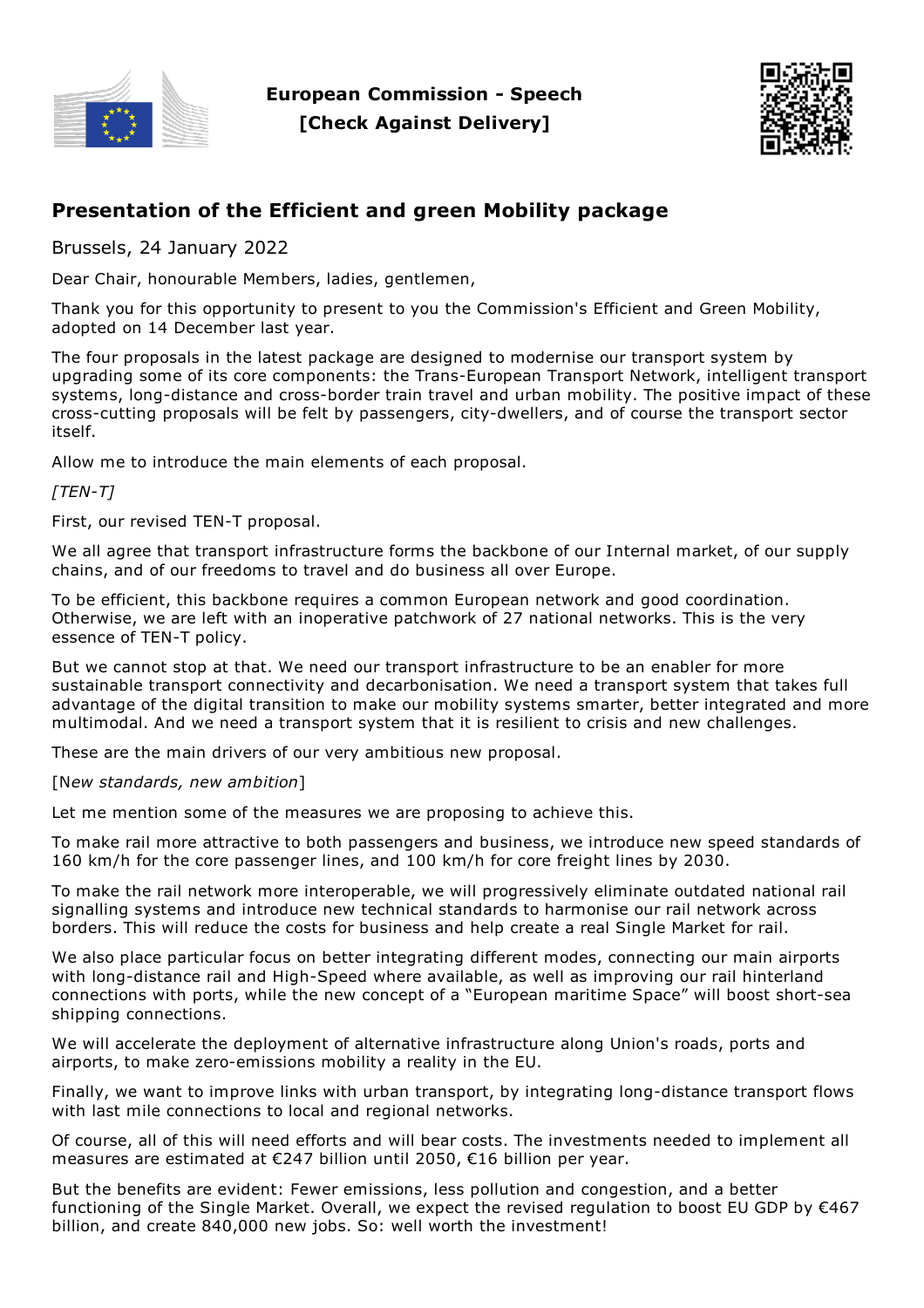**European Commission - Speech**
**[Check Against Delivery]**

## Presentation of the Efficient and green Mobility package

Brussels, 24 January 2022

Dear Chair, honourable Members, ladies, gentlemen,

Thank you for this opportunity to present to you the Commission's Efficient and Green Mobility, adopted on 14 December last year.

The four proposals in the latest package are designed to modernise our transport system by upgrading some of its core components: the Trans-European Transport Network, intelligent transport systems, long-distance and cross-border train travel and urban mobility. The positive impact of these cross-cutting proposals will be felt by passengers, city-dwellers, and of course the transport sector itself.

Allow me to introduce the main elements of each proposal.

*[TEN-T]*

First, our revised TEN-T proposal.

We all agree that transport infrastructure forms the backbone of our Internal market, of our supply chains, and of our freedoms to travel and do business all over Europe.

To be efficient, this backbone requires a common European network and good coordination. Otherwise, we are left with an inoperative patchwork of 27 national networks. This is the very essence of TEN-T policy.

But we cannot stop at that. We need our transport infrastructure to be an enabler for more sustainable transport connectivity and decarbonisation. We need a transport system that takes full advantage of the digital transition to make our mobility systems smarter, better integrated and more multimodal. And we need a transport system that it is resilient to crisis and new challenges.

These are the main drivers of our very ambitious new proposal.

[N*ew standards, new ambition*]

Let me mention some of the measures we are proposing to achieve this.

To make rail more attractive to both passengers and business, we introduce new speed standards of 160 km/h for the core passenger lines, and 100 km/h for core freight lines by 2030.

To make the rail network more interoperable, we will progressively eliminate outdated national rail signalling systems and introduce new technical standards to harmonise our rail network across borders. This will reduce the costs for business and help create a real Single Market for rail.

We also place particular focus on better integrating different modes, connecting our main airports with long-distance rail and High-Speed where available, as well as improving our rail hinterland connections with ports, while the new concept of a "European maritime Space" will boost short-sea shipping connections.

We will accelerate the deployment of alternative infrastructure along Union's roads, ports and airports, to make zero-emissions mobility a reality in the EU.

Finally, we want to improve links with urban transport, by integrating long-distance transport flows with last mile connections to local and regional networks.

Of course, all of this will need efforts and will bear costs. The investments needed to implement all measures are estimated at €247 billion until 2050, €16 billion per year.

But the benefits are evident: Fewer emissions, less pollution and congestion, and a better functioning of the Single Market. Overall, we expect the revised regulation to boost EU GDP by €467 billion, and create 840,000 new jobs. So: well worth the investment!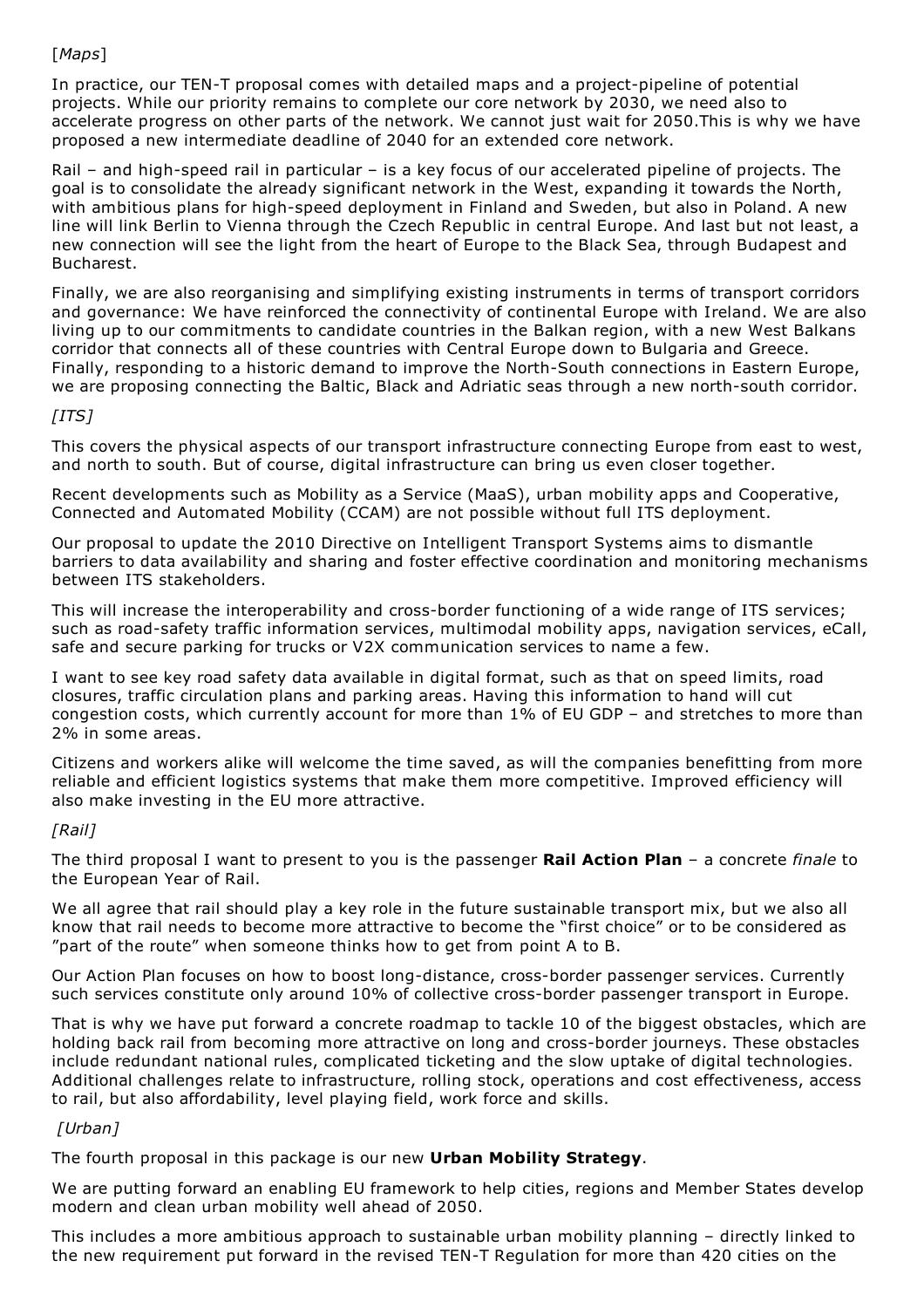[*Maps*]

In practice, our TEN-T proposal comes with detailed maps and a project-pipeline of potential projects. While our priority remains to complete our core network by 2030, we need also to accelerate progress on other parts of the network. We cannot just wait for 2050.This is why we have proposed a new intermediate deadline of 2040 for an extended core network.

Rail – and high-speed rail in particular – is a key focus of our accelerated pipeline of projects. The goal is to consolidate the already significant network in the West, expanding it towards the North, with ambitious plans for high-speed deployment in Finland and Sweden, but also in Poland. A new line will link Berlin to Vienna through the Czech Republic in central Europe. And last but not least, a new connection will see the light from the heart of Europe to the Black Sea, through Budapest and Bucharest.

Finally, we are also reorganising and simplifying existing instruments in terms of transport corridors and governance: We have reinforced the connectivity of continental Europe with Ireland. We are also living up to our commitments to candidate countries in the Balkan region, with a new West Balkans corridor that connects all of these countries with Central Europe down to Bulgaria and Greece. Finally, responding to a historic demand to improve the North-South connections in Eastern Europe, we are proposing connecting the Baltic, Black and Adriatic seas through a new north-south corridor.

*[ITS]*

This covers the physical aspects of our transport infrastructure connecting Europe from east to west, and north to south. But of course, digital infrastructure can bring us even closer together.

Recent developments such as Mobility as a Service (MaaS), urban mobility apps and Cooperative, Connected and Automated Mobility (CCAM) are not possible without full ITS deployment.

Our proposal to update the 2010 Directive on Intelligent Transport Systems aims to dismantle barriers to data availability and sharing and foster effective coordination and monitoring mechanisms between ITS stakeholders.

This will increase the interoperability and cross-border functioning of a wide range of ITS services; such as road-safety traffic information services, multimodal mobility apps, navigation services, eCall, safe and secure parking for trucks or V2X communication services to name a few.

I want to see key road safety data available in digital format, such as that on speed limits, road closures, traffic circulation plans and parking areas. Having this information to hand will cut congestion costs, which currently account for more than 1% of EU GDP – and stretches to more than 2% in some areas.

Citizens and workers alike will welcome the time saved, as will the companies benefitting from more reliable and efficient logistics systems that make them more competitive. Improved efficiency will also make investing in the EU more attractive.

*[Rail]*

The third proposal I want to present to you is the passenger **Rail Action Plan** – a concrete *finale* to the European Year of Rail.

We all agree that rail should play a key role in the future sustainable transport mix, but we also all know that rail needs to become more attractive to become the "first choice" or to be considered as "part of the route" when someone thinks how to get from point A to B.

Our Action Plan focuses on how to boost long-distance, cross-border passenger services. Currently such services constitute only around 10% of collective cross-border passenger transport in Europe.

That is why we have put forward a concrete roadmap to tackle 10 of the biggest obstacles, which are holding back rail from becoming more attractive on long and cross-border journeys. These obstacles include redundant national rules, complicated ticketing and the slow uptake of digital technologies. Additional challenges relate to infrastructure, rolling stock, operations and cost effectiveness, access to rail, but also affordability, level playing field, work force and skills.

*[Urban]*

The fourth proposal in this package is our new **Urban Mobility Strategy**.

We are putting forward an enabling EU framework to help cities, regions and Member States develop modern and clean urban mobility well ahead of 2050.

This includes a more ambitious approach to sustainable urban mobility planning – directly linked to the new requirement put forward in the revised TEN-T Regulation for more than 420 cities on the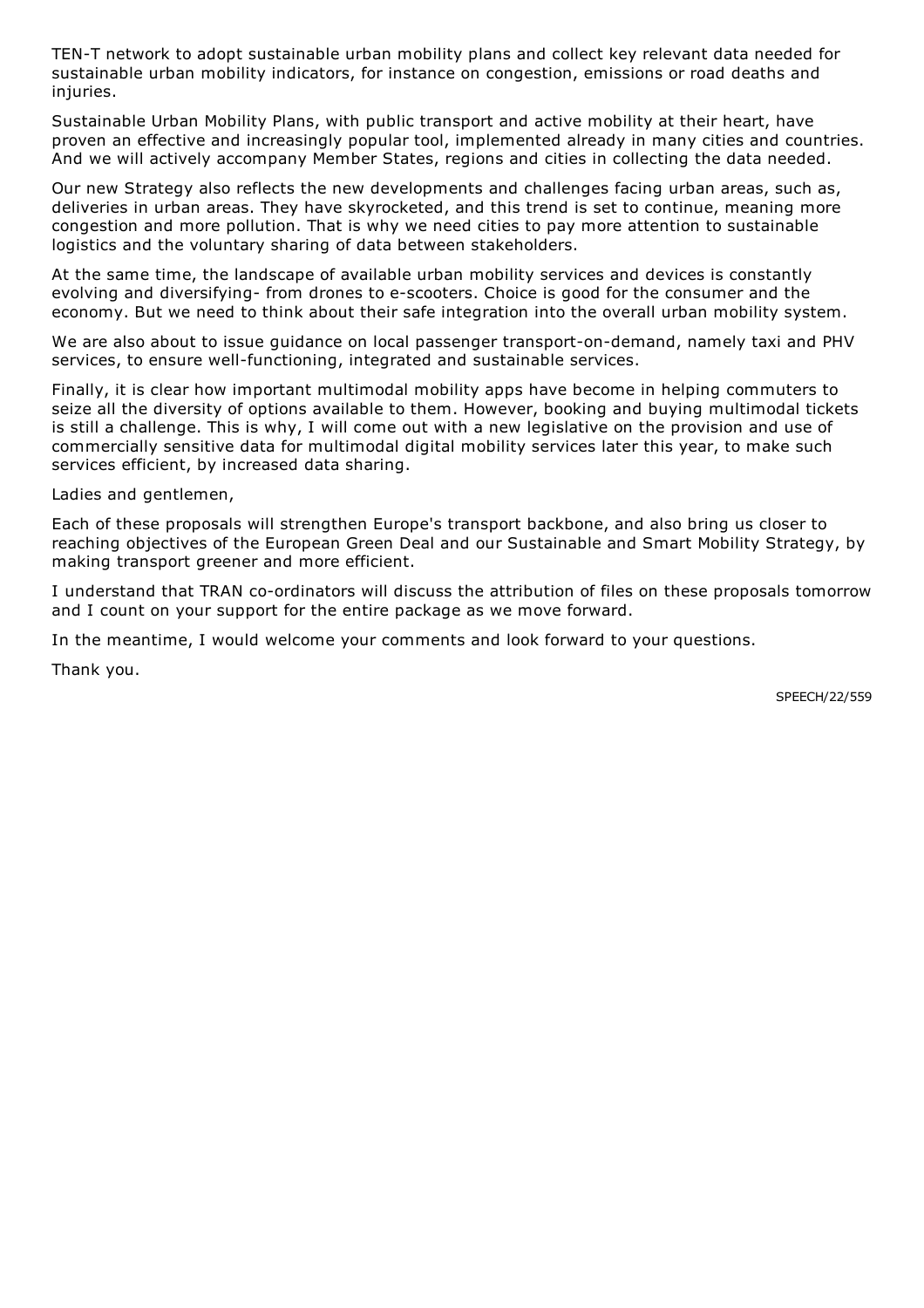TEN-T network to adopt sustainable urban mobility plans and collect key relevant data needed for sustainable urban mobility indicators, for instance on congestion, emissions or road deaths and injuries.

Sustainable Urban Mobility Plans, with public transport and active mobility at their heart, have proven an effective and increasingly popular tool, implemented already in many cities and countries. And we will actively accompany Member States, regions and cities in collecting the data needed.

Our new Strategy also reflects the new developments and challenges facing urban areas, such as, deliveries in urban areas. They have skyrocketed, and this trend is set to continue, meaning more congestion and more pollution. That is why we need cities to pay more attention to sustainable logistics and the voluntary sharing of data between stakeholders.

At the same time, the landscape of available urban mobility services and devices is constantly evolving and diversifying- from drones to e-scooters. Choice is good for the consumer and the economy. But we need to think about their safe integration into the overall urban mobility system.

We are also about to issue guidance on local passenger transport-on-demand, namely taxi and PHV services, to ensure well-functioning, integrated and sustainable services.

Finally, it is clear how important multimodal mobility apps have become in helping commuters to seize all the diversity of options available to them. However, booking and buying multimodal tickets is still a challenge. This is why, I will come out with a new legislative on the provision and use of commercially sensitive data for multimodal digital mobility services later this year, to make such services efficient, by increased data sharing.

Ladies and gentlemen,

Each of these proposals will strengthen Europe's transport backbone, and also bring us closer to reaching objectives of the European Green Deal and our Sustainable and Smart Mobility Strategy, by making transport greener and more efficient.

I understand that TRAN co-ordinators will discuss the attribution of files on these proposals tomorrow and I count on your support for the entire package as we move forward.

In the meantime, I would welcome your comments and look forward to your questions.

Thank you.

SPEECH/22/559